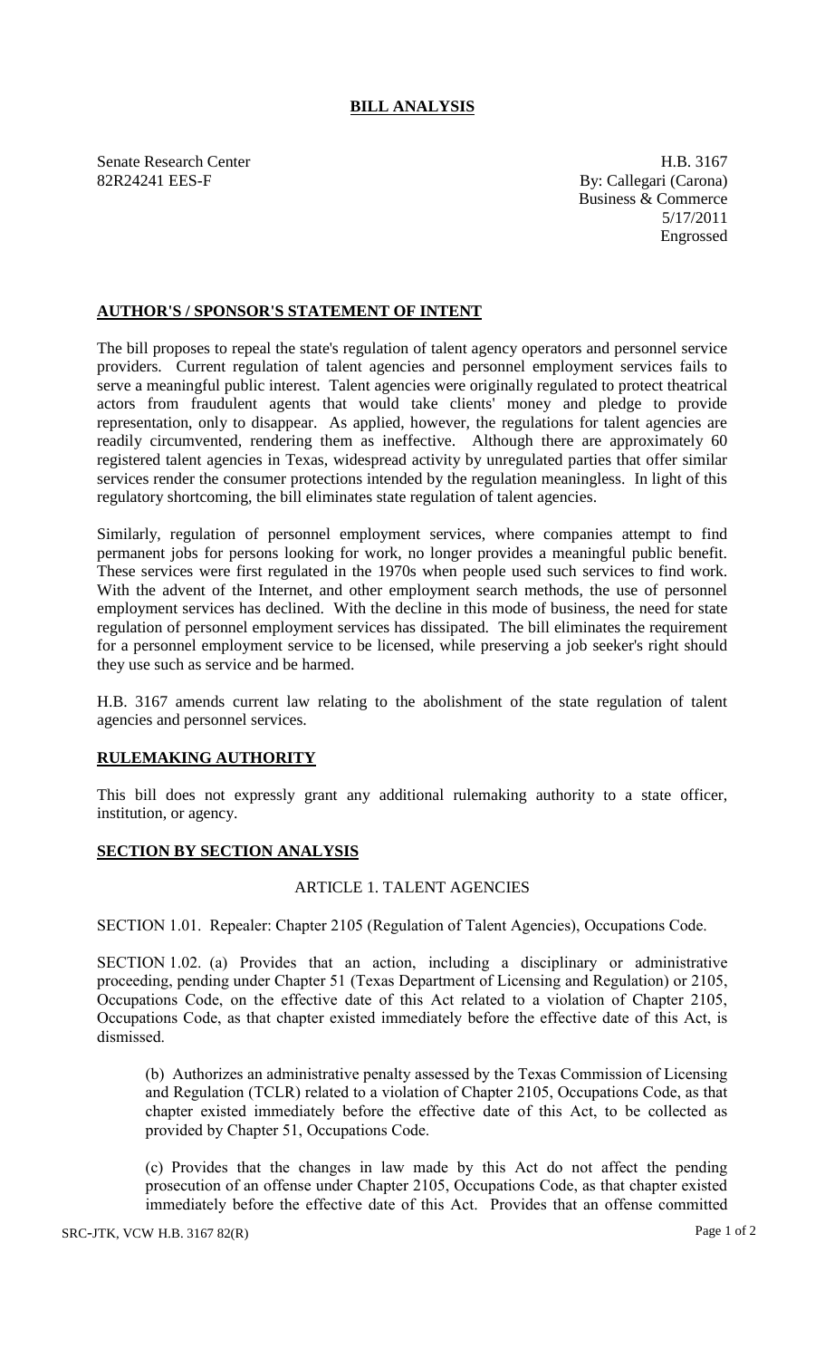# BILL ANALYSIS

Senate Research Center
82R24241 EES-F

H.B. 3167
By: Callegari (Carona)
Business & Commerce
5/17/2011
Engrossed

## AUTHOR'S / SPONSOR'S STATEMENT OF INTENT

The bill proposes to repeal the state's regulation of talent agency operators and personnel service providers. Current regulation of talent agencies and personnel employment services fails to serve a meaningful public interest. Talent agencies were originally regulated to protect theatrical actors from fraudulent agents that would take clients' money and pledge to provide representation, only to disappear. As applied, however, the regulations for talent agencies are readily circumvented, rendering them as ineffective. Although there are approximately 60 registered talent agencies in Texas, widespread activity by unregulated parties that offer similar services render the consumer protections intended by the regulation meaningless. In light of this regulatory shortcoming, the bill eliminates state regulation of talent agencies.

Similarly, regulation of personnel employment services, where companies attempt to find permanent jobs for persons looking for work, no longer provides a meaningful public benefit. These services were first regulated in the 1970s when people used such services to find work. With the advent of the Internet, and other employment search methods, the use of personnel employment services has declined. With the decline in this mode of business, the need for state regulation of personnel employment services has dissipated. The bill eliminates the requirement for a personnel employment service to be licensed, while preserving a job seeker's right should they use such as service and be harmed.

H.B. 3167 amends current law relating to the abolishment of the state regulation of talent agencies and personnel services.

## RULEMAKING AUTHORITY

This bill does not expressly grant any additional rulemaking authority to a state officer, institution, or agency.

## SECTION BY SECTION ANALYSIS

### ARTICLE 1. TALENT AGENCIES

SECTION 1.01. Repealer: Chapter 2105 (Regulation of Talent Agencies), Occupations Code.

SECTION 1.02. (a) Provides that an action, including a disciplinary or administrative proceeding, pending under Chapter 51 (Texas Department of Licensing and Regulation) or 2105, Occupations Code, on the effective date of this Act related to a violation of Chapter 2105, Occupations Code, as that chapter existed immediately before the effective date of this Act, is dismissed.

(b) Authorizes an administrative penalty assessed by the Texas Commission of Licensing and Regulation (TCLR) related to a violation of Chapter 2105, Occupations Code, as that chapter existed immediately before the effective date of this Act, to be collected as provided by Chapter 51, Occupations Code.

(c) Provides that the changes in law made by this Act do not affect the pending prosecution of an offense under Chapter 2105, Occupations Code, as that chapter existed immediately before the effective date of this Act. Provides that an offense committed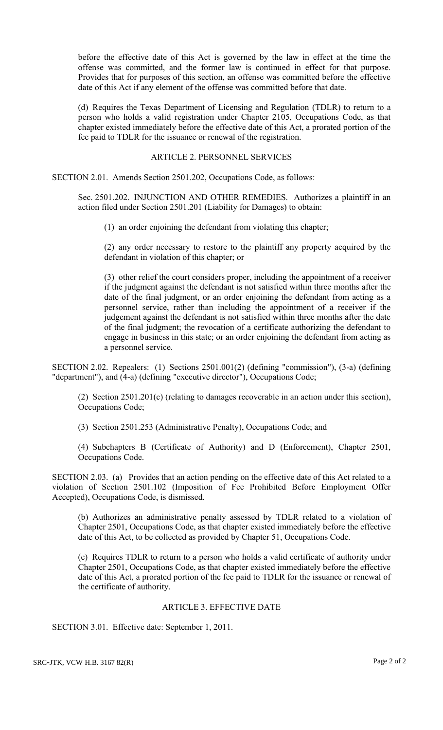before the effective date of this Act is governed by the law in effect at the time the offense was committed, and the former law is continued in effect for that purpose. Provides that for purposes of this section, an offense was committed before the effective date of this Act if any element of the offense was committed before that date.

(d) Requires the Texas Department of Licensing and Regulation (TDLR) to return to a person who holds a valid registration under Chapter 2105, Occupations Code, as that chapter existed immediately before the effective date of this Act, a prorated portion of the fee paid to TDLR for the issuance or renewal of the registration.

## ARTICLE 2. PERSONNEL SERVICES

SECTION 2.01. Amends Section 2501.202, Occupations Code, as follows:

Sec. 2501.202. INJUNCTION AND OTHER REMEDIES. Authorizes a plaintiff in an action filed under Section 2501.201 (Liability for Damages) to obtain:

(1) an order enjoining the defendant from violating this chapter;

(2) any order necessary to restore to the plaintiff any property acquired by the defendant in violation of this chapter; or

(3) other relief the court considers proper, including the appointment of a receiver if the judgment against the defendant is not satisfied within three months after the date of the final judgment, or an order enjoining the defendant from acting as a personnel service, rather than including the appointment of a receiver if the judgement against the defendant is not satisfied within three months after the date of the final judgment; the revocation of a certificate authorizing the defendant to engage in business in this state; or an order enjoining the defendant from acting as a personnel service.

SECTION 2.02. Repealers: (1) Sections 2501.001(2) (defining "commission"), (3-a) (defining "department"), and (4-a) (defining "executive director"), Occupations Code;

(2) Section 2501.201(c) (relating to damages recoverable in an action under this section), Occupations Code;

(3) Section 2501.253 (Administrative Penalty), Occupations Code; and

(4) Subchapters B (Certificate of Authority) and D (Enforcement), Chapter 2501, Occupations Code.

SECTION 2.03. (a) Provides that an action pending on the effective date of this Act related to a violation of Section 2501.102 (Imposition of Fee Prohibited Before Employment Offer Accepted), Occupations Code, is dismissed.

(b) Authorizes an administrative penalty assessed by TDLR related to a violation of Chapter 2501, Occupations Code, as that chapter existed immediately before the effective date of this Act, to be collected as provided by Chapter 51, Occupations Code.

(c) Requires TDLR to return to a person who holds a valid certificate of authority under Chapter 2501, Occupations Code, as that chapter existed immediately before the effective date of this Act, a prorated portion of the fee paid to TDLR for the issuance or renewal of the certificate of authority.

## ARTICLE 3. EFFECTIVE DATE

SECTION 3.01. Effective date: September 1, 2011.